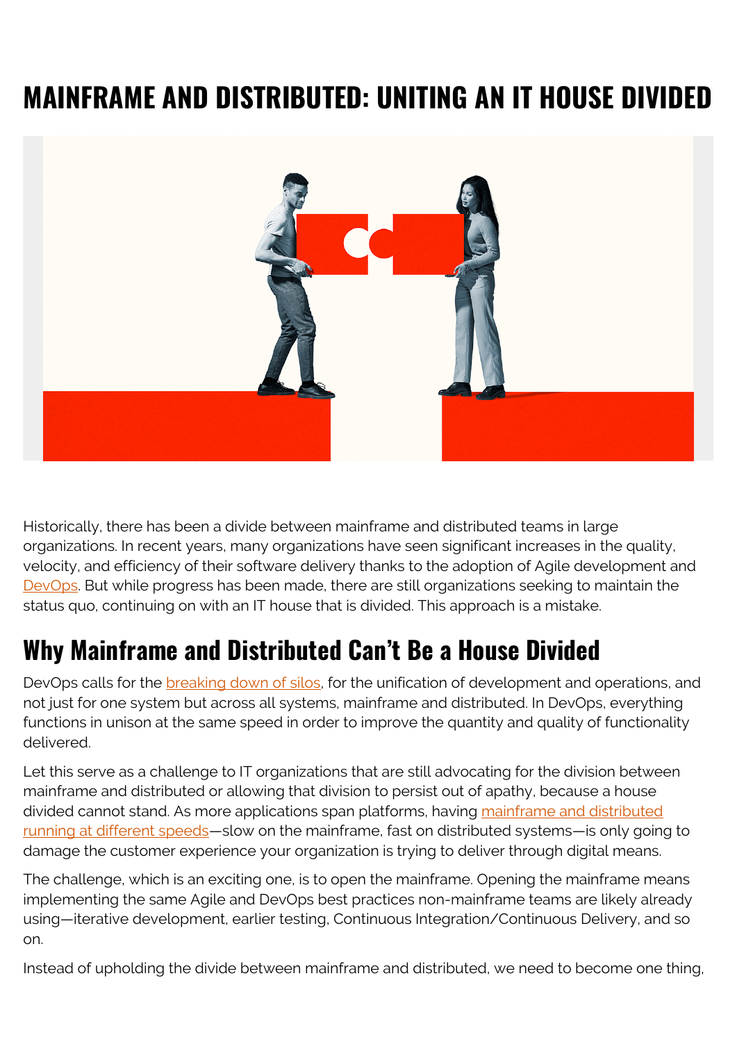# MAINFRAME AND DISTRIBUTED: UNITING AN IT HOUSE DIVIDED

Historically, there has been a divide between mainframe and distributed teams in large organizations. In recent years, many organizations have seen significant increases in the quality, velocity, and efficiency of their software delivery thanks to the adoption of Agile development and DevOps. But while progress has been made, there are still organizations seeking to maintain the status quo, continuing on with an IT house that is divided. This approach is a mistake.

## Why Mainframe and Distributed Can't Be a House Divided

DevOps calls for the breaking down of silos, for the unification of development and operations, and not just for one system but across all systems, mainframe and distributed. In DevOps, everything functions in unison at the same speed in order to improve the quantity and quality of functionality delivered.

Let this serve as a challenge to IT organizations that are still advocating for the division between mainframe and distributed or allowing that division to persist out of apathy, because a house divided cannot stand. As more applications span platforms, having mainframe and distributed running at different speeds—slow on the mainframe, fast on distributed systems—is only going to damage the customer experience your organization is trying to deliver through digital means.

The challenge, which is an exciting one, is to open the mainframe. Opening the mainframe means implementing the same Agile and DevOps best practices non-mainframe teams are likely already using—iterative development, earlier testing, Continuous Integration/Continuous Delivery, and so on.

Instead of upholding the divide between mainframe and distributed, we need to become one thing,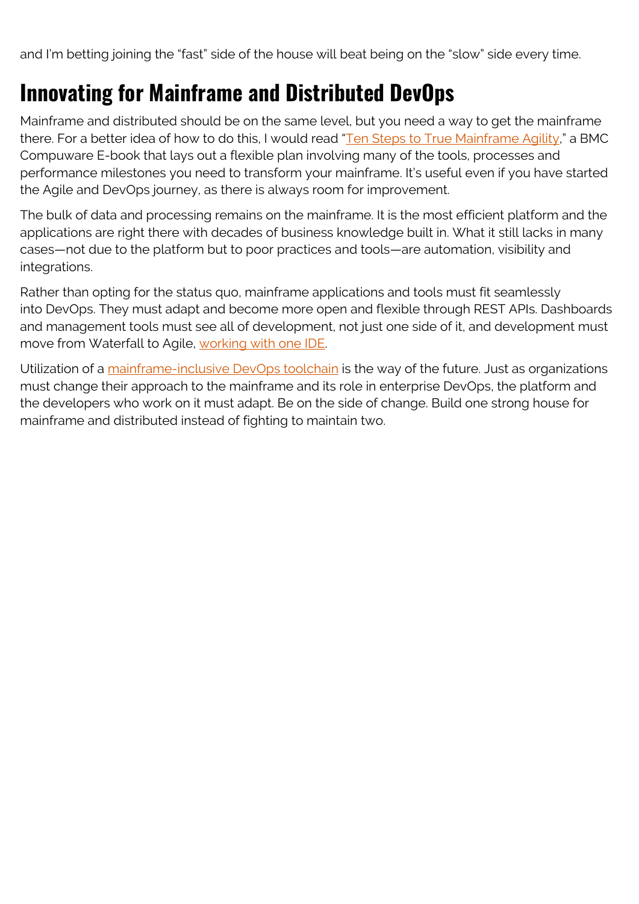and I'm betting joining the "fast" side of the house will beat being on the "slow" side every time.

## Innovating for Mainframe and Distributed DevOps

Mainframe and distributed should be on the same level, but you need a way to get the mainframe there. For a better idea of how to do this, I would read "Ten Steps to True Mainframe Agility," a BMC Compuware E-book that lays out a flexible plan involving many of the tools, processes and performance milestones you need to transform your mainframe. It's useful even if you have started the Agile and DevOps journey, as there is always room for improvement.

The bulk of data and processing remains on the mainframe. It is the most efficient platform and the applications are right there with decades of business knowledge built in. What it still lacks in many cases—not due to the platform but to poor practices and tools—are automation, visibility and integrations.

Rather than opting for the status quo, mainframe applications and tools must fit seamlessly into DevOps. They must adapt and become more open and flexible through REST APIs. Dashboards and management tools must see all of development, not just one side of it, and development must move from Waterfall to Agile, working with one IDE.

Utilization of a mainframe-inclusive DevOps toolchain is the way of the future. Just as organizations must change their approach to the mainframe and its role in enterprise DevOps, the platform and the developers who work on it must adapt. Be on the side of change. Build one strong house for mainframe and distributed instead of fighting to maintain two.